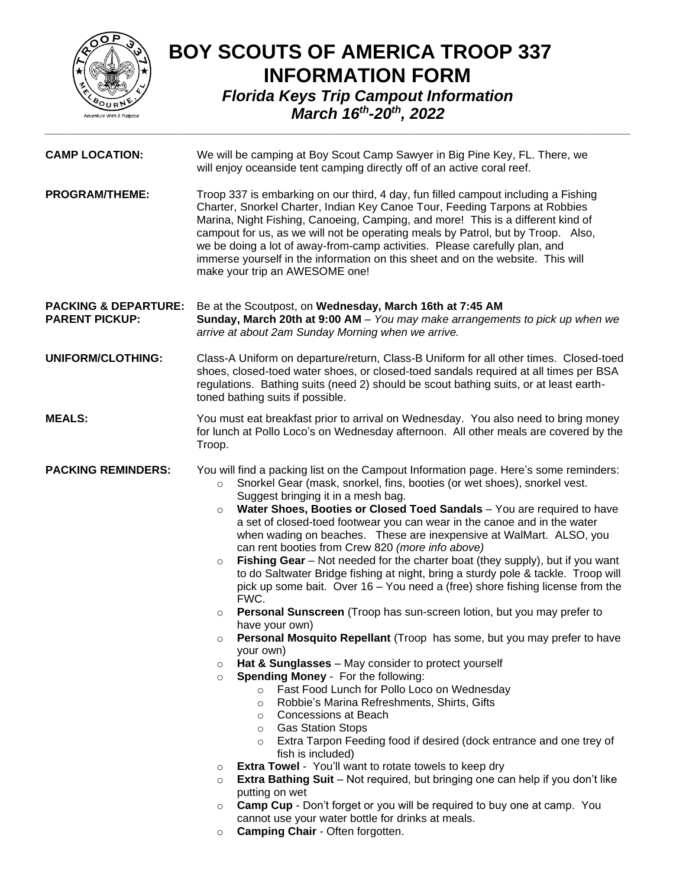# BOY SCOUTS OF AMERICA TROOP 337 INFORMATION FORM

### *Florida Keys Trip Campout Information*
### *March 16th-20th, 2022*

---

**CAMP LOCATION:** We will be camping at Boy Scout Camp Sawyer in Big Pine Key, FL. There, we will enjoy oceanside tent camping directly off of an active coral reef.

**PROGRAM/THEME:** Troop 337 is embarking on our third, 4 day, fun filled campout including a Fishing Charter, Snorkel Charter, Indian Key Canoe Tour, Feeding Tarpons at Robbies Marina, Night Fishing, Canoeing, Camping, and more! This is a different kind of campout for us, as we will not be operating meals by Patrol, but by Troop. Also, we be doing a lot of away-from-camp activities. Please carefully plan, and immerse yourself in the information on this sheet and on the website. This will make your trip an AWESOME one!

**PACKING & DEPARTURE:** Be at the Scoutpost, on **Wednesday, March 16th at 7:45 AM**

**PARENT PICKUP:** **Sunday, March 20th at 9:00 AM** – *You may make arrangements to pick up when we arrive at about 2am Sunday Morning when we arrive.*

**UNIFORM/CLOTHING:** Class-A Uniform on departure/return, Class-B Uniform for all other times. Closed-toed shoes, closed-toed water shoes, or closed-toed sandals required at all times per BSA regulations. Bathing suits (need 2) should be scout bathing suits, or at least earth-toned bathing suits if possible.

**MEALS:** You must eat breakfast prior to arrival on Wednesday. You also need to bring money for lunch at Pollo Loco's on Wednesday afternoon. All other meals are covered by the Troop.

**PACKING REMINDERS:** You will find a packing list on the Campout Information page. Here's some reminders:

- Snorkel Gear (mask, snorkel, fins, booties (or wet shoes), snorkel vest. Suggest bringing it in a mesh bag.
- **Water Shoes, Booties or Closed Toed Sandals** – You are required to have a set of closed-toed footwear you can wear in the canoe and in the water when wading on beaches. These are inexpensive at WalMart. ALSO, you can rent booties from Crew 820 *(more info above)*
- **Fishing Gear** – Not needed for the charter boat (they supply), but if you want to do Saltwater Bridge fishing at night, bring a sturdy pole & tackle. Troop will pick up some bait. Over 16 – You need a (free) shore fishing license from the FWC.
- **Personal Sunscreen** (Troop has sun-screen lotion, but you may prefer to have your own)
- **Personal Mosquito Repellant** (Troop has some, but you may prefer to have your own)
- **Hat & Sunglasses** – May consider to protect yourself
- **Spending Money** - For the following:
  - Fast Food Lunch for Pollo Loco on Wednesday
  - Robbie's Marina Refreshments, Shirts, Gifts
  - Concessions at Beach
  - Gas Station Stops
  - Extra Tarpon Feeding food if desired (dock entrance and one trey of fish is included)
- **Extra Towel** - You'll want to rotate towels to keep dry
- **Extra Bathing Suit** – Not required, but bringing one can help if you don't like putting on wet
- **Camp Cup** - Don't forget or you will be required to buy one at camp. You cannot use your water bottle for drinks at meals.
- **Camping Chair** - Often forgotten.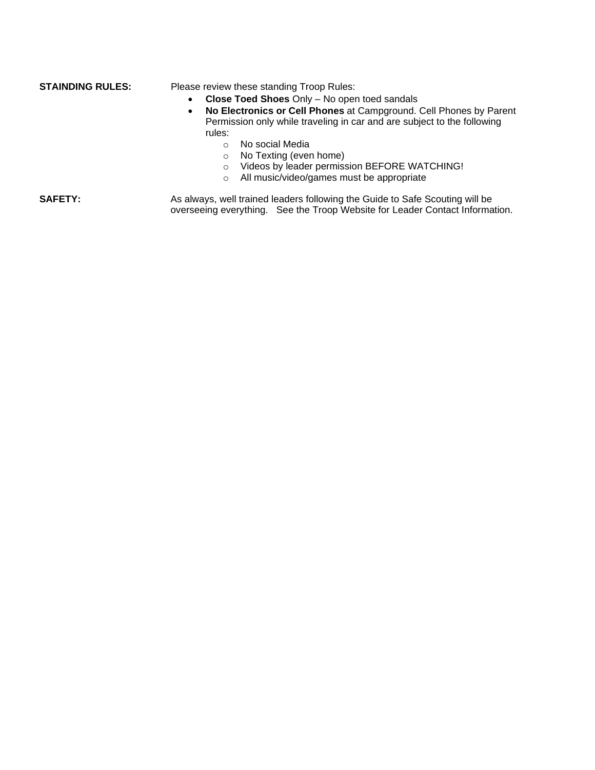**STAINDING RULES:** Please review these standing Troop Rules:

- **Close Toed Shoes** Only – No open toed sandals
- **No Electronics or Cell Phones** at Campground. Cell Phones by Parent Permission only while traveling in car and are subject to the following rules:
  - No social Media
  - No Texting (even home)
  - Videos by leader permission BEFORE WATCHING!
  - All music/video/games must be appropriate

**SAFETY:** As always, well trained leaders following the Guide to Safe Scouting will be overseeing everything. See the Troop Website for Leader Contact Information.